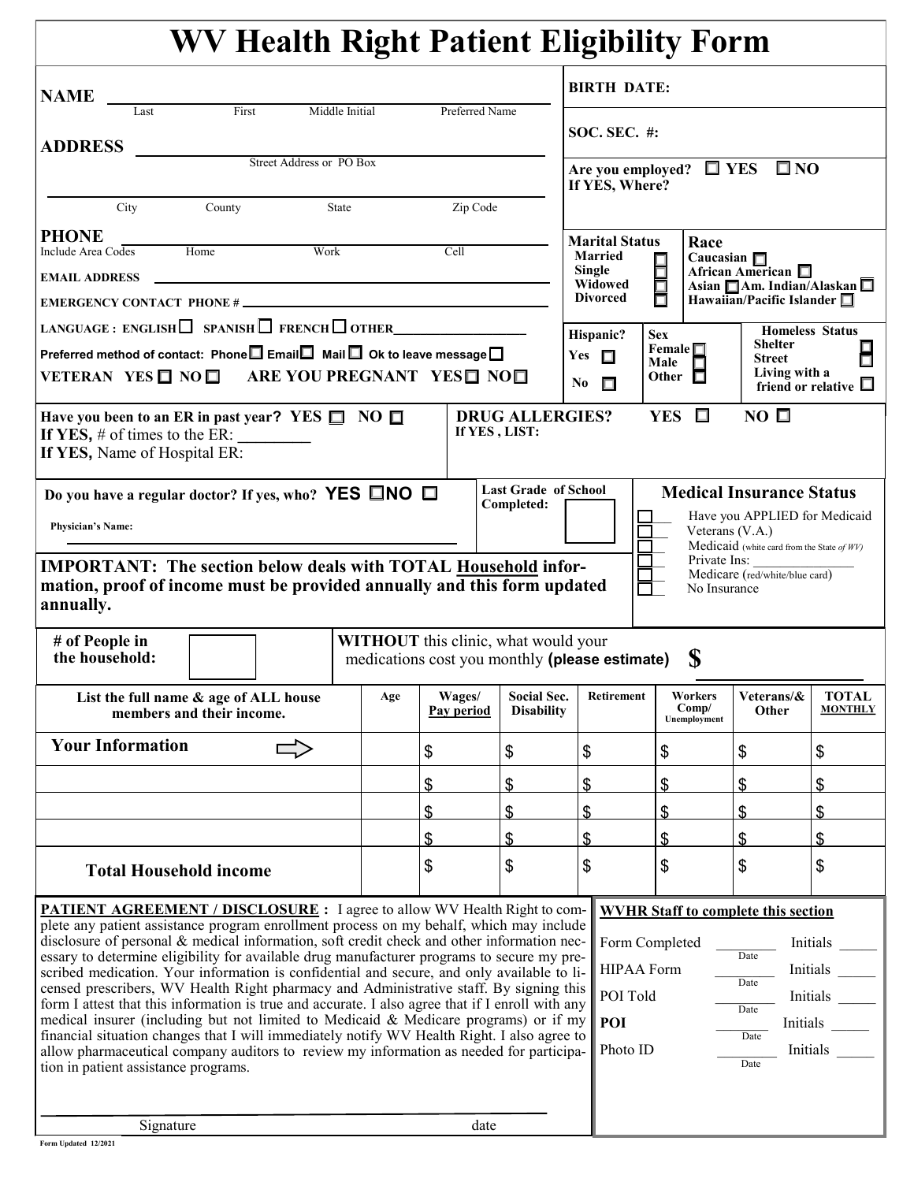# WV Health Right Patient Eligibility Form

**NAME** ______________________________________________
Last First Middle Initial Preferred Name

**BIRTH DATE:**

**SOC. SEC. #:**

**ADDRESS** ______________________________________________
Street Address or PO Box

______________________________________________
City County State Zip Code

**Are you employed?** ☐ **YES** ☐ **NO**
**If YES, Where?**

**PHONE** ______________________________________________
Include Area Codes Home Work Cell

**EMAIL ADDRESS** ______________________________________________

**EMERGENCY CONTACT PHONE #** ______________________________________________

**Marital Status**
- Married ☐
- Single ☐
- Widowed ☐
- Divorced ☐

**Race**
- Caucasian ☐
- African American ☐
- Asian ☐ Am. Indian/Alaskan ☐
- Hawaiian/Pacific Islander ☐

**LANGUAGE : ENGLISH** ☐ **SPANISH** ☐ **FRENCH** ☐ **OTHER**____________________

**Preferred method of contact: Phone** ☐ **Email** ☐ **Mail** ☐ **Ok to leave message** ☐

**VETERAN YES** ☐ **NO** ☐ **ARE YOU PREGNANT YES** ☐ **NO** ☐

**Hispanic?**
- Yes ☐
- No ☐

**Sex**
- Female ☐
- Male ☐
- Other ☐

**Homeless Status**
- Shelter ☐
- Street ☐
- Living with a friend or relative ☐

**Have you been to an ER in past year? YES** ☐ **NO** ☐
**If YES,** # of times to the ER: _________
**If YES,** Name of Hospital ER:

**DRUG ALLERGIES? YES** ☐ **NO** ☐
**If YES , LIST:**

**Do you have a regular doctor? If yes, who? YES** ☐ **NO** ☐

**Physician's Name:** ______________________________________________

**Last Grade of School Completed:** ☐

**Medical Insurance Status**
- ☐ Have you APPLIED for Medicaid
- ☐ Veterans (V.A.)
- ☐ Medicaid (white card from the State *of WV*)
- ☐ Private Ins: ____________
- ☐ Medicare (red/white/blue card)
- ☐ No Insurance

**IMPORTANT: The section below deals with TOTAL Household information, proof of income must be provided annually and this form updated annually.**

**# of People in the household:** ☐

**WITHOUT** this clinic, what would your medications cost you monthly **(please estimate)** **$** ____________

| List the full name & age of ALL house members and their income. | Age | Wages/ Pay period | Social Sec. Disability | Retirement | Workers Comp/ Unemployment | Veterans/& Other | TOTAL MONTHLY |
|---|---|---|---|---|---|---|---|
| **Your Information** ⇨ | | $ | $ | $ | $ | $ | $ |
| | | $ | $ | $ | $ | $ | $ |
| | | $ | $ | $ | $ | $ | $ |
| | | $ | $ | $ | $ | $ | $ |
| **Total Household income** | | $ | $ | $ | $ | $ | $ |

**PATIENT AGREEMENT / DISCLOSURE :** I agree to allow WV Health Right to complete any patient assistance program enrollment process on my behalf, which may include disclosure of personal & medical information, soft credit check and other information necessary to determine eligibility for available drug manufacturer programs to secure my prescribed medication. Your information is confidential and secure, and only available to licensed prescribers, WV Health Right pharmacy and Administrative staff. By signing this form I attest that this information is true and accurate. I also agree that if I enroll with any medical insurer (including but not limited to Medicaid & Medicare programs) or if my financial situation changes that I will immediately notify WV Health Right. I also agree to allow pharmaceutical company auditors to review my information as needed for participation in patient assistance programs.

______________________________________________
Signature date

**WVHR Staff to complete this section**

| | Date | Initials |
|---|---|---|
| Form Completed | ________ | _____ |
| HIPAA Form | ________ | _____ |
| POI Told | ________ | _____ |
| **POI** | ________ | _____ |
| Photo ID | ________ | _____ |

Form Updated 12/2021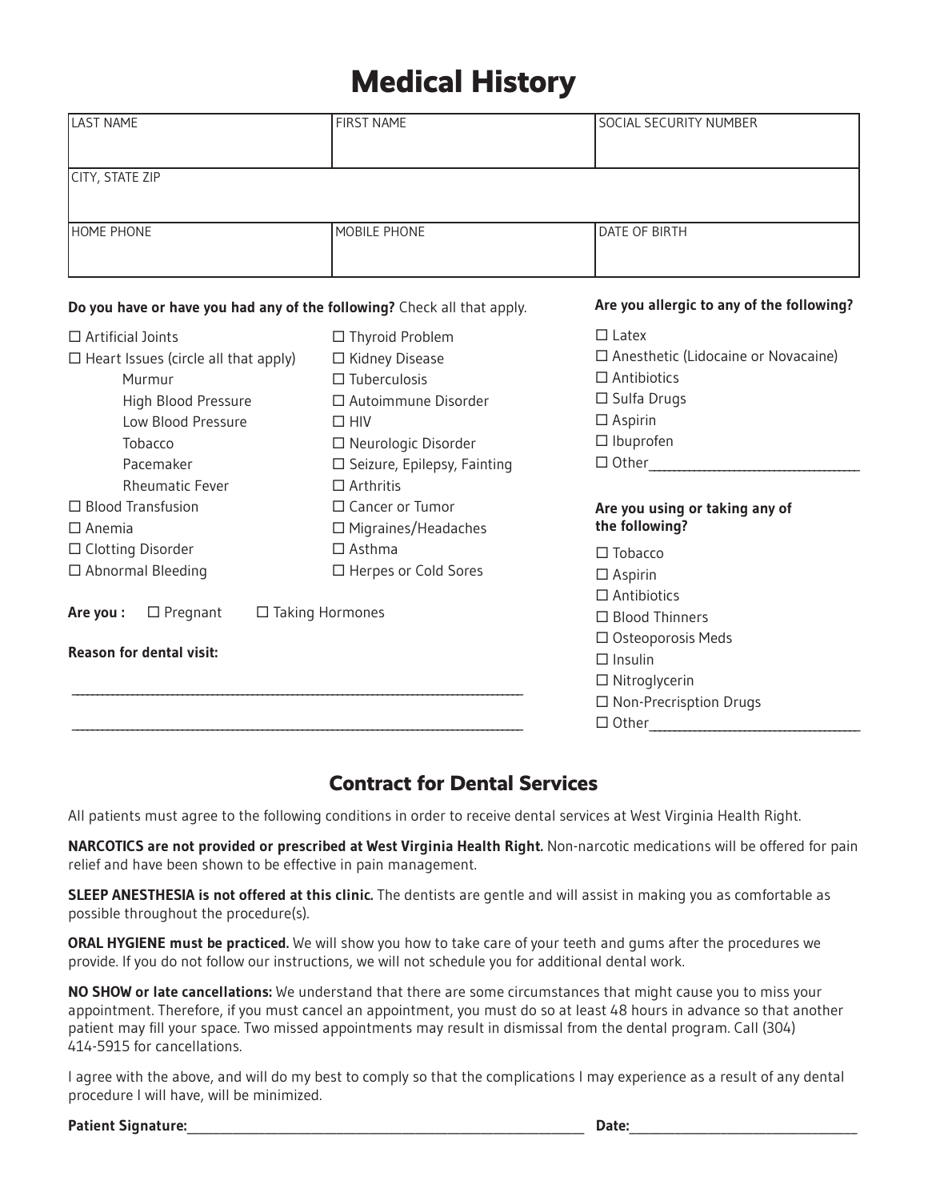# Medical History

| LAST NAME | FIRST NAME | SOCIAL SECURITY NUMBER |
| --- | --- | --- |
| CITY, STATE ZIP | | |
| HOME PHONE | MOBILE PHONE | DATE OF BIRTH |

**Do you have or have you had any of the following?** Check all that apply.

- ☐ Artificial Joints
- ☐ Heart Issues (circle all that apply)
  - Murmur
  - High Blood Pressure
  - Low Blood Pressure
  - Tobacco
  - Pacemaker
  - Rheumatic Fever
- ☐ Blood Transfusion
- ☐ Anemia
- ☐ Clotting Disorder
- ☐ Abnormal Bleeding
- ☐ Thyroid Problem
- ☐ Kidney Disease
- ☐ Tuberculosis
- ☐ Autoimmune Disorder
- ☐ HIV
- ☐ Neurologic Disorder
- ☐ Seizure, Epilepsy, Fainting
- ☐ Arthritis
- ☐ Cancer or Tumor
- ☐ Migraines/Headaches
- ☐ Asthma
- ☐ Herpes or Cold Sores

**Are you :** ☐ Pregnant ☐ Taking Hormones

**Reason for dental visit:**

\_\_\_\_\_\_\_\_\_\_\_\_\_\_\_\_\_\_\_\_\_\_\_\_\_\_\_\_\_\_\_\_\_\_\_\_\_\_\_\_\_\_\_\_\_\_\_\_\_\_\_\_\_\_\_\_\_\_\_\_

\_\_\_\_\_\_\_\_\_\_\_\_\_\_\_\_\_\_\_\_\_\_\_\_\_\_\_\_\_\_\_\_\_\_\_\_\_\_\_\_\_\_\_\_\_\_\_\_\_\_\_\_\_\_\_\_\_\_\_\_

**Are you allergic to any of the following?**

- ☐ Latex
- ☐ Anesthetic (Lidocaine or Novacaine)
- ☐ Antibiotics
- ☐ Sulfa Drugs
- ☐ Aspirin
- ☐ Ibuprofen
- ☐ Other\_\_\_\_\_\_\_\_\_\_\_\_\_\_\_\_\_\_\_\_\_\_\_\_\_\_

**Are you using or taking any of the following?**

- ☐ Tobacco
- ☐ Aspirin
- ☐ Antibiotics
- ☐ Blood Thinners
- ☐ Osteoporosis Meds
- ☐ Insulin
- ☐ Nitroglycerin
- ☐ Non-Precrisption Drugs
- ☐ Other\_\_\_\_\_\_\_\_\_\_\_\_\_\_\_\_\_\_\_\_\_\_\_\_\_\_

## Contract for Dental Services

All patients must agree to the following conditions in order to receive dental services at West Virginia Health Right.

**NARCOTICS are not provided or prescribed at West Virginia Health Right.** Non-narcotic medications will be offered for pain relief and have been shown to be effective in pain management.

**SLEEP ANESTHESIA is not offered at this clinic.** The dentists are gentle and will assist in making you as comfortable as possible throughout the procedure(s).

**ORAL HYGIENE must be practiced.** We will show you how to take care of your teeth and gums after the procedures we provide. If you do not follow our instructions, we will not schedule you for additional dental work.

**NO SHOW or late cancellations:** We understand that there are some circumstances that might cause you to miss your appointment. Therefore, if you must cancel an appointment, you must do so at least 48 hours in advance so that another patient may fill your space. Two missed appointments may result in dismissal from the dental program. Call (304) 414-5915 for cancellations.

I agree with the above, and will do my best to comply so that the complications I may experience as a result of any dental procedure I will have, will be minimized.

**Patient Signature:**\_\_\_\_\_\_\_\_\_\_\_\_\_\_\_\_\_\_\_\_\_\_\_\_\_\_\_\_\_\_\_\_\_\_\_\_\_\_\_\_ **Date:**\_\_\_\_\_\_\_\_\_\_\_\_\_\_\_\_\_\_\_\_\_\_\_\_\_\_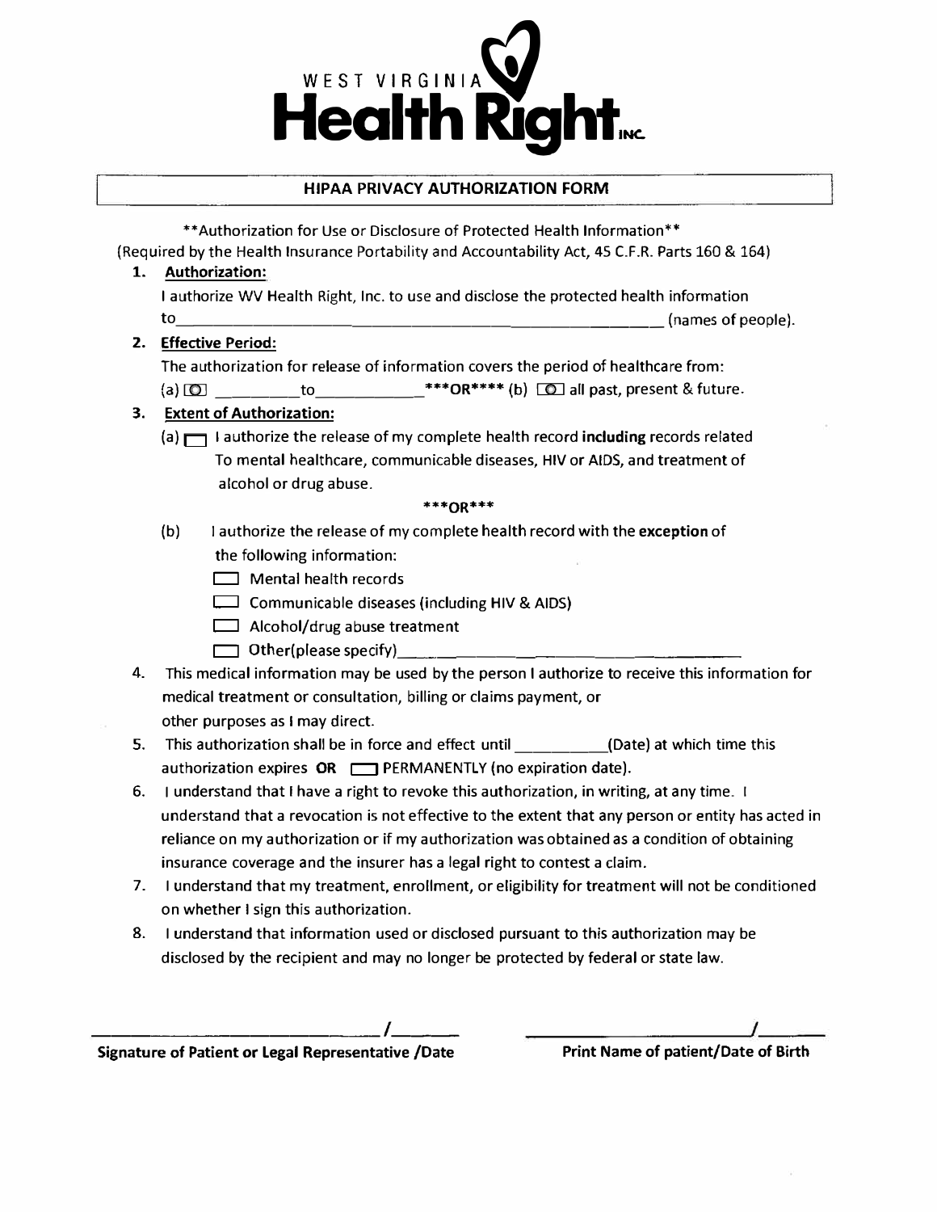WEST VIRGINIA

# Health Right INC

## HIPAA PRIVACY AUTHORIZATION FORM

**Authorization for Use or Disclosure of Protected Health Information**

(Required by the Health Insurance Portability and Accountability Act, 45 C.F.R. Parts 160 & 164)

1. **Authorization:**

   I authorize WV Health Right, Inc. to use and disclose the protected health information to\_\_\_\_\_\_\_\_\_\_\_\_\_\_\_\_\_\_\_\_\_\_\_\_\_\_\_\_\_\_\_\_\_\_\_\_\_\_\_\_\_\_\_\_\_\_\_\_\_\_\_\_ (names of people).

2. **Effective Period:**

   The authorization for release of information covers the period of healthcare from:

   (a) ☐ \_\_\_\_\_\_\_\_ to \_\_\_\_\_\_\_\_\_\_ ***OR**** (b) ☐ all past, present & future.

3. **Extent of Authorization:**

   (a) ☐ I authorize the release of my complete health record **including** records related To mental healthcare, communicable diseases, HIV or AIDS, and treatment of alcohol or drug abuse.

   ***OR***

   (b) I authorize the release of my complete health record with the **exception** of the following information:

   - ☐ Mental health records
   - ☐ Communicable diseases (including HIV & AIDS)
   - ☐ Alcohol/drug abuse treatment
   - ☐ Other(please specify)\_\_\_\_\_\_\_\_\_\_\_\_\_\_\_\_\_\_\_\_\_\_\_\_\_\_\_\_\_\_\_\_\_\_

4. This medical information may be used by the person I authorize to receive this information for medical treatment or consultation, billing or claims payment, or other purposes as I may direct.
5. This authorization shall be in force and effect until \_\_\_\_\_\_\_\_\_\_(Date) at which time this authorization expires **OR** ☐ PERMANENTLY (no expiration date).
6. I understand that I have a right to revoke this authorization, in writing, at any time. I understand that a revocation is not effective to the extent that any person or entity has acted in reliance on my authorization or if my authorization was obtained as a condition of obtaining insurance coverage and the insurer has a legal right to contest a claim.
7. I understand that my treatment, enrollment, or eligibility for treatment will not be conditioned on whether I sign this authorization.
8. I understand that information used or disclosed pursuant to this authorization may be disclosed by the recipient and may no longer be protected by federal or state law.

\_\_\_\_\_\_\_\_\_\_\_\_\_\_\_\_\_\_\_\_\_\_\_\_\_\_\_\_\_\_/\_\_\_\_\_\_\_

**Signature of Patient or Legal Representative /Date**

\_\_\_\_\_\_\_\_\_\_\_\_\_\_\_\_\_\_\_\_\_\_\_\_\_\_\_\_\_\_/\_\_\_\_\_\_\_

**Print Name of patient/Date of Birth**